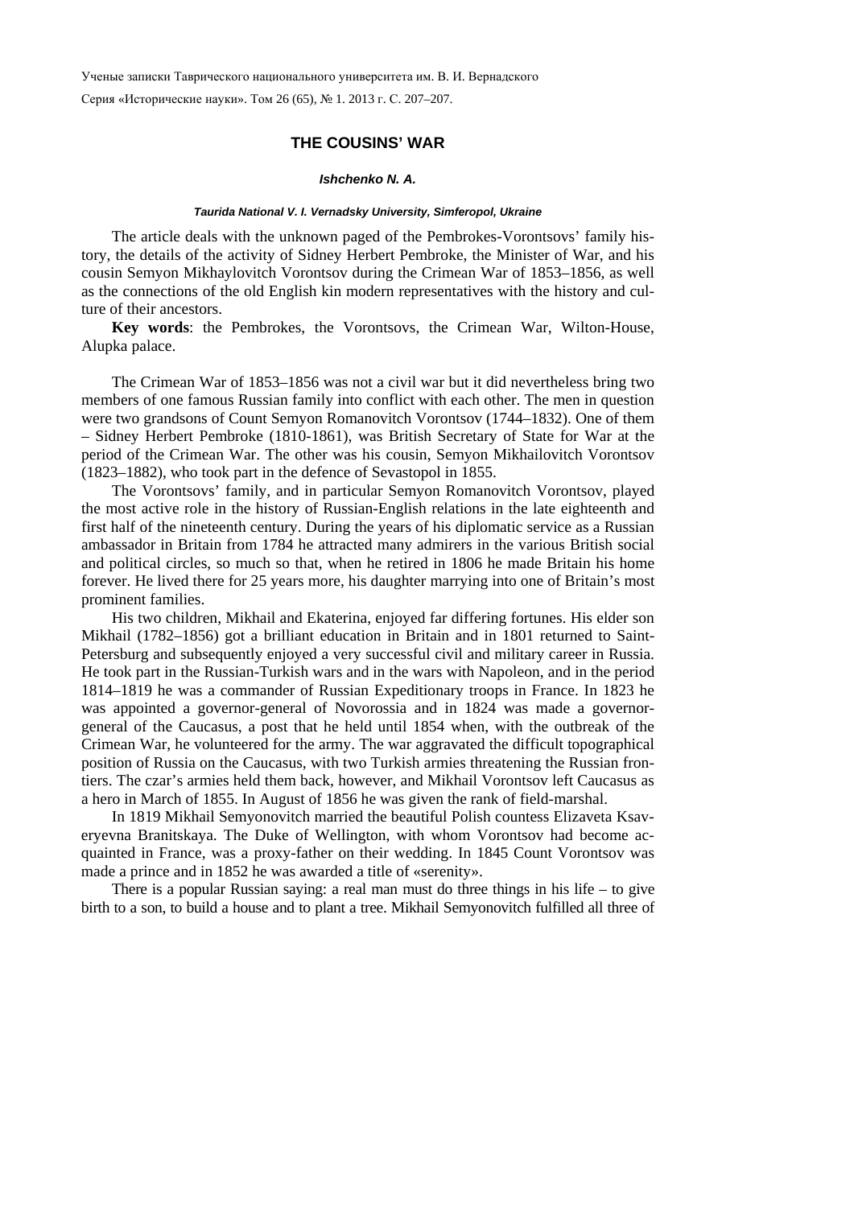# THE COUSINS' WAR

***Ishchenko N. A.***

***Taurida National V. I. Vernadsky University, Simferopol, Ukraine***

The article deals with the unknown paged of the Pembrokes-Vorontsovs' family history, the details of the activity of Sidney Herbert Pembroke, the Minister of War, and his cousin Semyon Mikhaylovitch Vorontsov during the Crimean War of 1853–1856, as well as the connections of the old English kin modern representatives with the history and culture of their ancestors.

**Key words**: the Pembrokes, the Vorontsovs, the Crimean War, Wilton-House, Alupka palace.

The Crimean War of 1853–1856 was not a civil war but it did nevertheless bring two members of one famous Russian family into conflict with each other. The men in question were two grandsons of Count Semyon Romanovitch Vorontsov (1744–1832). One of them – Sidney Herbert Pembroke (1810-1861), was British Secretary of State for War at the period of the Crimean War. The other was his cousin, Semyon Mikhailovitch Vorontsov (1823–1882), who took part in the defence of Sevastopol in 1855.

The Vorontsovs' family, and in particular Semyon Romanovitch Vorontsov, played the most active role in the history of Russian-English relations in the late eighteenth and first half of the nineteenth century. During the years of his diplomatic service as a Russian ambassador in Britain from 1784 he attracted many admirers in the various British social and political circles, so much so that, when he retired in 1806 he made Britain his home forever. He lived there for 25 years more, his daughter marrying into one of Britain's most prominent families.

His two children, Mikhail and Ekaterina, enjoyed far differing fortunes. His elder son Mikhail (1782–1856) got a brilliant education in Britain and in 1801 returned to Saint-Petersburg and subsequently enjoyed a very successful civil and military career in Russia. He took part in the Russian-Turkish wars and in the wars with Napoleon, and in the period 1814–1819 he was a commander of Russian Expeditionary troops in France. In 1823 he was appointed a governor-general of Novorossia and in 1824 was made a governor-general of the Caucasus, a post that he held until 1854 when, with the outbreak of the Crimean War, he volunteered for the army. The war aggravated the difficult topographical position of Russia on the Caucasus, with two Turkish armies threatening the Russian frontiers. The czar's armies held them back, however, and Mikhail Vorontsov left Caucasus as a hero in March of 1855. In August of 1856 he was given the rank of field-marshal.

In 1819 Mikhail Semyonovitch married the beautiful Polish countess Elizaveta Ksaveryevna Branitskaya. The Duke of Wellington, with whom Vorontsov had become acquainted in France, was a proxy-father on their wedding. In 1845 Count Vorontsov was made a prince and in 1852 he was awarded a title of «serenity».

There is a popular Russian saying: a real man must do three things in his life – to give birth to a son, to build a house and to plant a tree. Mikhail Semyonovitch fulfilled all three of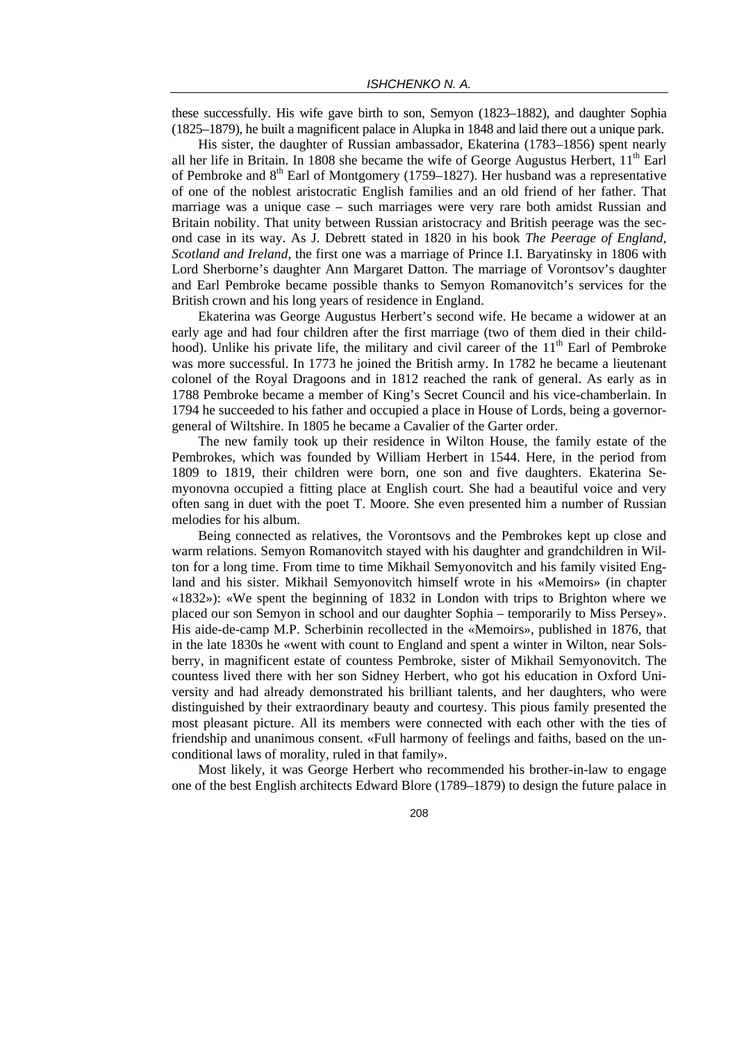these successfully. His wife gave birth to son, Semyon (1823–1882), and daughter Sophia (1825–1879), he built a magnificent palace in Alupka in 1848 and laid there out a unique park.

His sister, the daughter of Russian ambassador, Ekaterina (1783–1856) spent nearly all her life in Britain. In 1808 she became the wife of George Augustus Herbert, 11th Earl of Pembroke and 8th Earl of Montgomery (1759–1827). Her husband was a representative of one of the noblest aristocratic English families and an old friend of her father. That marriage was a unique case – such marriages were very rare both amidst Russian and Britain nobility. That unity between Russian aristocracy and British peerage was the second case in its way. As J. Debrett stated in 1820 in his book *The Peerage of England, Scotland and Ireland*, the first one was a marriage of Prince I.I. Baryatinsky in 1806 with Lord Sherborne's daughter Ann Margaret Datton. The marriage of Vorontsov's daughter and Earl Pembroke became possible thanks to Semyon Romanovitch's services for the British crown and his long years of residence in England.

Ekaterina was George Augustus Herbert's second wife. He became a widower at an early age and had four children after the first marriage (two of them died in their childhood). Unlike his private life, the military and civil career of the 11th Earl of Pembroke was more successful. In 1773 he joined the British army. In 1782 he became a lieutenant colonel of the Royal Dragoons and in 1812 reached the rank of general. As early as in 1788 Pembroke became a member of King's Secret Council and his vice-chamberlain. In 1794 he succeeded to his father and occupied a place in House of Lords, being a governor-general of Wiltshire. In 1805 he became a Cavalier of the Garter order.

The new family took up their residence in Wilton House, the family estate of the Pembrokes, which was founded by William Herbert in 1544. Here, in the period from 1809 to 1819, their children were born, one son and five daughters. Ekaterina Semyonovna occupied a fitting place at English court. She had a beautiful voice and very often sang in duet with the poet T. Moore. She even presented him a number of Russian melodies for his album.

Being connected as relatives, the Vorontsovs and the Pembrokes kept up close and warm relations. Semyon Romanovitch stayed with his daughter and grandchildren in Wilton for a long time. From time to time Mikhail Semyonovitch and his family visited England and his sister. Mikhail Semyonovitch himself wrote in his «Memoirs» (in chapter «1832»): «We spent the beginning of 1832 in London with trips to Brighton where we placed our son Semyon in school and our daughter Sophia – temporarily to Miss Persey». His aide-de-camp M.P. Scherbinin recollected in the «Memoirs», published in 1876, that in the late 1830s he «went with count to England and spent a winter in Wilton, near Solsberry, in magnificent estate of countess Pembroke, sister of Mikhail Semyonovitch. The countess lived there with her son Sidney Herbert, who got his education in Oxford University and had already demonstrated his brilliant talents, and her daughters, who were distinguished by their extraordinary beauty and courtesy. This pious family presented the most pleasant picture. All its members were connected with each other with the ties of friendship and unanimous consent. «Full harmony of feelings and faiths, based on the unconditional laws of morality, ruled in that family».

Most likely, it was George Herbert who recommended his brother-in-law to engage one of the best English architects Edward Blore (1789–1879) to design the future palace in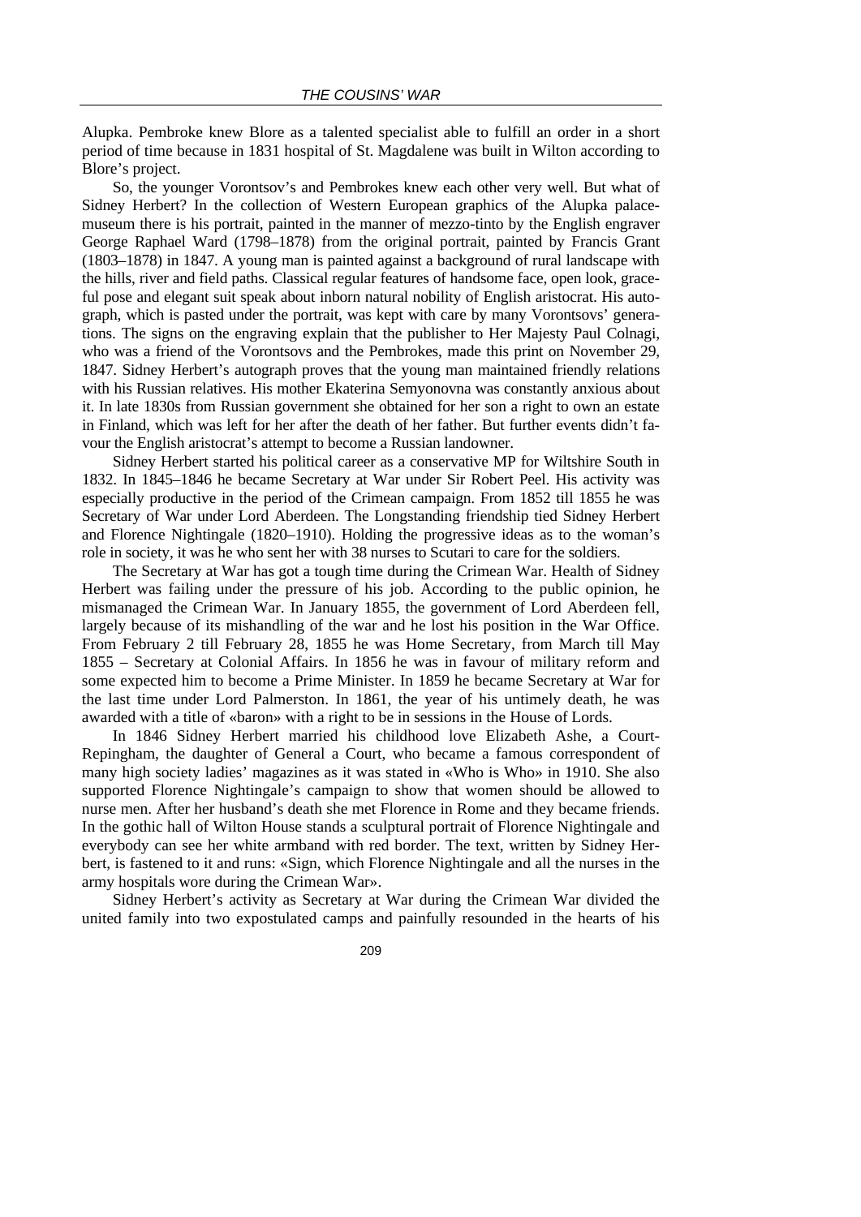Alupka. Pembroke knew Blore as a talented specialist able to fulfill an order in a short period of time because in 1831 hospital of St. Magdalene was built in Wilton according to Blore's project.

So, the younger Vorontsov's and Pembrokes knew each other very well. But what of Sidney Herbert? In the collection of Western European graphics of the Alupka palace-museum there is his portrait, painted in the manner of mezzo-tinto by the English engraver George Raphael Ward (1798–1878) from the original portrait, painted by Francis Grant (1803–1878) in 1847. A young man is painted against a background of rural landscape with the hills, river and field paths. Classical regular features of handsome face, open look, graceful pose and elegant suit speak about inborn natural nobility of English aristocrat. His autograph, which is pasted under the portrait, was kept with care by many Vorontsovs' generations. The signs on the engraving explain that the publisher to Her Majesty Paul Colnagi, who was a friend of the Vorontsovs and the Pembrokes, made this print on November 29, 1847. Sidney Herbert's autograph proves that the young man maintained friendly relations with his Russian relatives. His mother Ekaterina Semyonovna was constantly anxious about it. In late 1830s from Russian government she obtained for her son a right to own an estate in Finland, which was left for her after the death of her father. But further events didn't favour the English aristocrat's attempt to become a Russian landowner.

Sidney Herbert started his political career as a conservative MP for Wiltshire South in 1832. In 1845–1846 he became Secretary at War under Sir Robert Peel. His activity was especially productive in the period of the Crimean campaign. From 1852 till 1855 he was Secretary of War under Lord Aberdeen. The Longstanding friendship tied Sidney Herbert and Florence Nightingale (1820–1910). Holding the progressive ideas as to the woman's role in society, it was he who sent her with 38 nurses to Scutari to care for the soldiers.

The Secretary at War has got a tough time during the Crimean War. Health of Sidney Herbert was failing under the pressure of his job. According to the public opinion, he mismanaged the Crimean War. In January 1855, the government of Lord Aberdeen fell, largely because of its mishandling of the war and he lost his position in the War Office. From February 2 till February 28, 1855 he was Home Secretary, from March till May 1855 – Secretary at Colonial Affairs. In 1856 he was in favour of military reform and some expected him to become a Prime Minister. In 1859 he became Secretary at War for the last time under Lord Palmerston. In 1861, the year of his untimely death, he was awarded with a title of «baron» with a right to be in sessions in the House of Lords.

In 1846 Sidney Herbert married his childhood love Elizabeth Ashe, a Court-Repingham, the daughter of General a Court, who became a famous correspondent of many high society ladies' magazines as it was stated in «Who is Who» in 1910. She also supported Florence Nightingale's campaign to show that women should be allowed to nurse men. After her husband's death she met Florence in Rome and they became friends. In the gothic hall of Wilton House stands a sculptural portrait of Florence Nightingale and everybody can see her white armband with red border. The text, written by Sidney Herbert, is fastened to it and runs: «Sign, which Florence Nightingale and all the nurses in the army hospitals wore during the Crimean War».

Sidney Herbert's activity as Secretary at War during the Crimean War divided the united family into two expostulated camps and painfully resounded in the hearts of his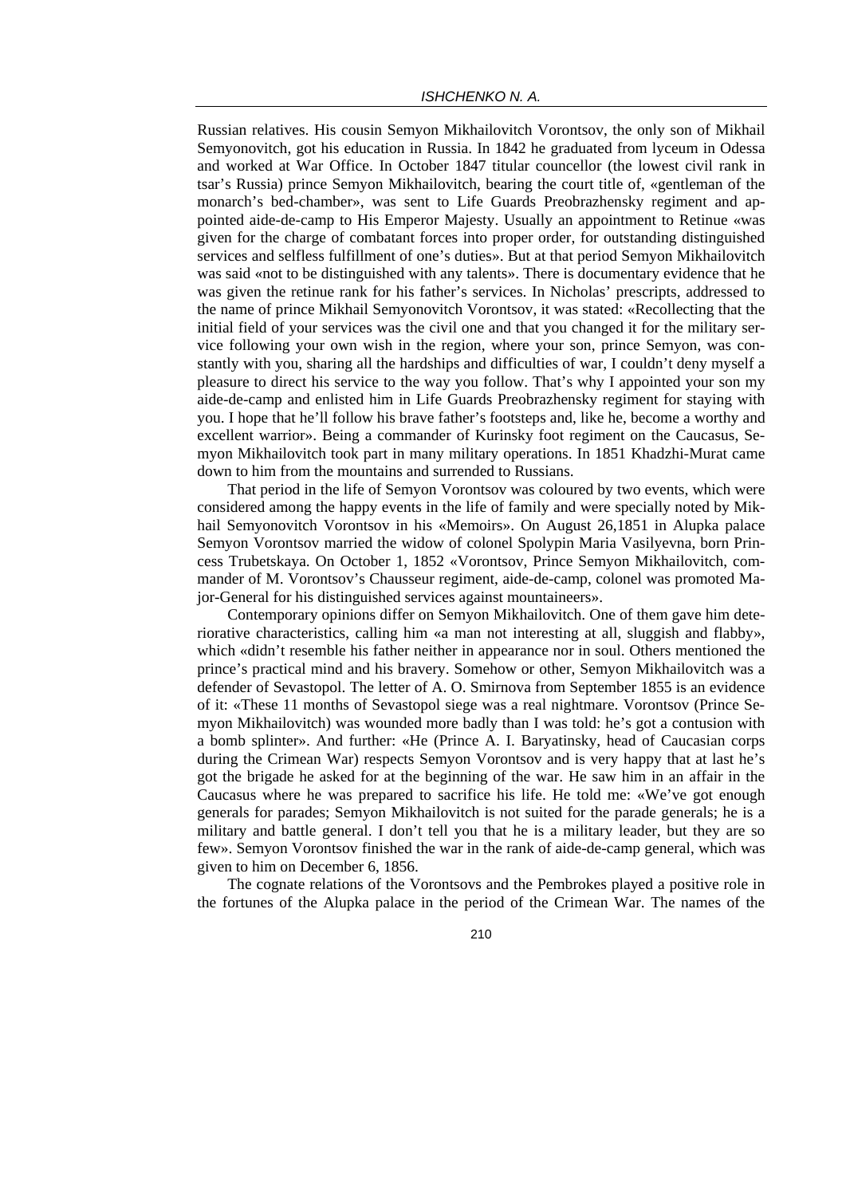Russian relatives. His cousin Semyon Mikhailovitch Vorontsov, the only son of Mikhail Semyonovitch, got his education in Russia. In 1842 he graduated from lyceum in Odessa and worked at War Office. In October 1847 titular councellor (the lowest civil rank in tsar's Russia) prince Semyon Mikhailovitch, bearing the court title of, «gentleman of the monarch's bed-chamber», was sent to Life Guards Preobrazhensky regiment and appointed aide-de-camp to His Emperor Majesty. Usually an appointment to Retinue «was given for the charge of combatant forces into proper order, for outstanding distinguished services and selfless fulfillment of one's duties». But at that period Semyon Mikhailovitch was said «not to be distinguished with any talents». There is documentary evidence that he was given the retinue rank for his father's services. In Nicholas' prescripts, addressed to the name of prince Mikhail Semyonovitch Vorontsov, it was stated: «Recollecting that the initial field of your services was the civil one and that you changed it for the military service following your own wish in the region, where your son, prince Semyon, was constantly with you, sharing all the hardships and difficulties of war, I couldn't deny myself a pleasure to direct his service to the way you follow. That's why I appointed your son my aide-de-camp and enlisted him in Life Guards Preobrazhensky regiment for staying with you. I hope that he'll follow his brave father's footsteps and, like he, become a worthy and excellent warrior». Being a commander of Kurinsky foot regiment on the Caucasus, Semyon Mikhailovitch took part in many military operations. In 1851 Khadzhi-Murat came down to him from the mountains and surrended to Russians.

That period in the life of Semyon Vorontsov was coloured by two events, which were considered among the happy events in the life of family and were specially noted by Mikhail Semyonovitch Vorontsov in his «Memoirs». On August 26,1851 in Alupka palace Semyon Vorontsov married the widow of colonel Spolypin Maria Vasilyevna, born Princess Trubetskaya. On October 1, 1852 «Vorontsov, Prince Semyon Mikhailovitch, commander of M. Vorontsov's Chausseur regiment, aide-de-camp, colonel was promoted Major-General for his distinguished services against mountaineers».

Contemporary opinions differ on Semyon Mikhailovitch. One of them gave him deteriorative characteristics, calling him «a man not interesting at all, sluggish and flabby», which «didn't resemble his father neither in appearance nor in soul. Others mentioned the prince's practical mind and his bravery. Somehow or other, Semyon Mikhailovitch was a defender of Sevastopol. The letter of A. O. Smirnova from September 1855 is an evidence of it: «These 11 months of Sevastopol siege was a real nightmare. Vorontsov (Prince Semyon Mikhailovitch) was wounded more badly than I was told: he's got a contusion with a bomb splinter». And further: «He (Prince A. I. Baryatinsky, head of Caucasian corps during the Crimean War) respects Semyon Vorontsov and is very happy that at last he's got the brigade he asked for at the beginning of the war. He saw him in an affair in the Caucasus where he was prepared to sacrifice his life. He told me: «We've got enough generals for parades; Semyon Mikhailovitch is not suited for the parade generals; he is a military and battle general. I don't tell you that he is a military leader, but they are so few». Semyon Vorontsov finished the war in the rank of aide-de-camp general, which was given to him on December 6, 1856.

The cognate relations of the Vorontsovs and the Pembrokes played a positive role in the fortunes of the Alupka palace in the period of the Crimean War. The names of the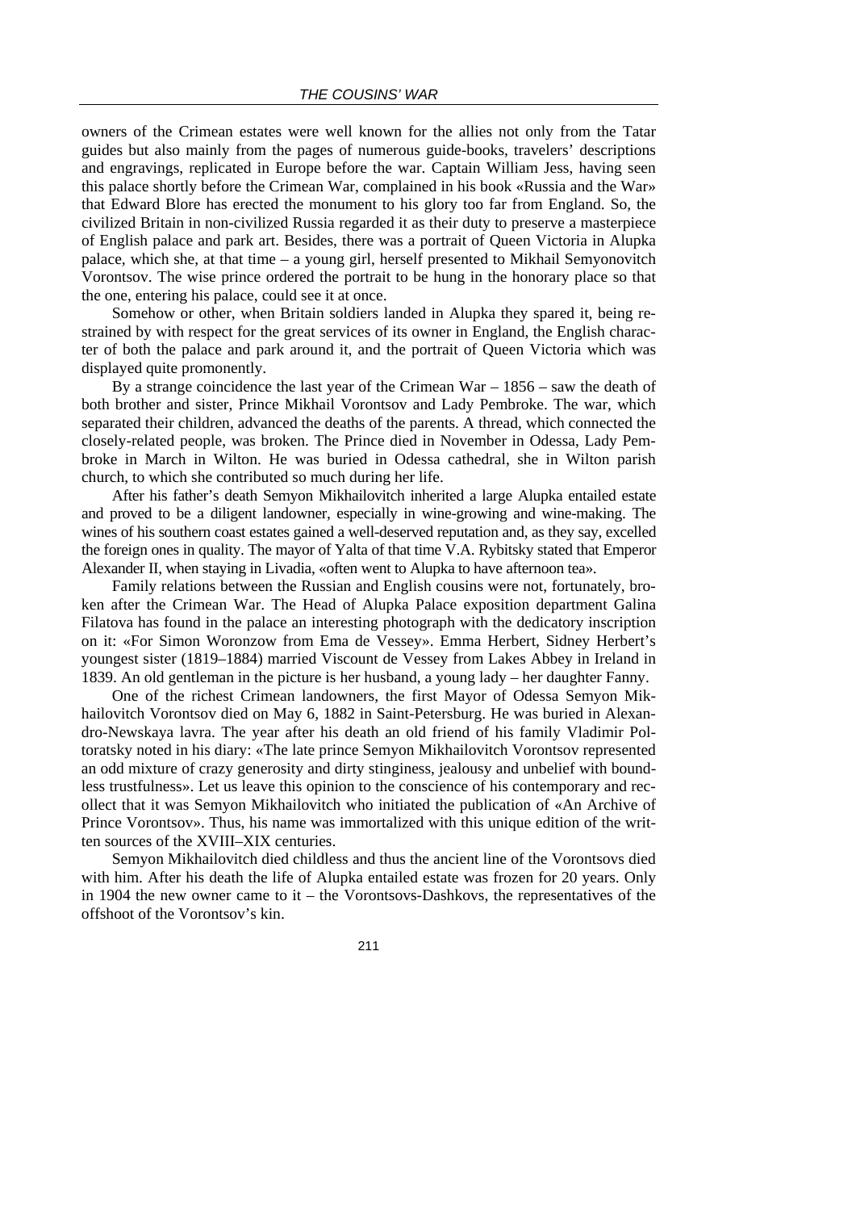owners of the Crimean estates were well known for the allies not only from the Tatar guides but also mainly from the pages of numerous guide-books, travelers' descriptions and engravings, replicated in Europe before the war. Captain William Jess, having seen this palace shortly before the Crimean War, complained in his book «Russia and the War» that Edward Blore has erected the monument to his glory too far from England. So, the civilized Britain in non-civilized Russia regarded it as their duty to preserve a masterpiece of English palace and park art. Besides, there was a portrait of Queen Victoria in Alupka palace, which she, at that time – a young girl, herself presented to Mikhail Semyonovitch Vorontsov. The wise prince ordered the portrait to be hung in the honorary place so that the one, entering his palace, could see it at once.

Somehow or other, when Britain soldiers landed in Alupka they spared it, being restrained by with respect for the great services of its owner in England, the English character of both the palace and park around it, and the portrait of Queen Victoria which was displayed quite promonently.

By a strange coincidence the last year of the Crimean War – 1856 – saw the death of both brother and sister, Prince Mikhail Vorontsov and Lady Pembroke. The war, which separated their children, advanced the deaths of the parents. A thread, which connected the closely-related people, was broken. The Prince died in November in Odessa, Lady Pembroke in March in Wilton. He was buried in Odessa cathedral, she in Wilton parish church, to which she contributed so much during her life.

After his father's death Semyon Mikhailovitch inherited a large Alupka entailed estate and proved to be a diligent landowner, especially in wine-growing and wine-making. The wines of his southern coast estates gained a well-deserved reputation and, as they say, excelled the foreign ones in quality. The mayor of Yalta of that time V.A. Rybitsky stated that Emperor Alexander II, when staying in Livadia, «often went to Alupka to have afternoon tea».

Family relations between the Russian and English cousins were not, fortunately, broken after the Crimean War. The Head of Alupka Palace exposition department Galina Filatova has found in the palace an interesting photograph with the dedicatory inscription on it: «For Simon Woronzow from Ema de Vessey». Emma Herbert, Sidney Herbert's youngest sister (1819–1884) married Viscount de Vessey from Lakes Abbey in Ireland in 1839. An old gentleman in the picture is her husband, a young lady – her daughter Fanny.

One of the richest Crimean landowners, the first Mayor of Odessa Semyon Mikhailovitch Vorontsov died on May 6, 1882 in Saint-Petersburg. He was buried in Alexandro-Newskaya lavra. The year after his death an old friend of his family Vladimir Poltoratsky noted in his diary: «The late prince Semyon Mikhailovitch Vorontsov represented an odd mixture of crazy generosity and dirty stinginess, jealousy and unbelief with boundless trustfulness». Let us leave this opinion to the conscience of his contemporary and recollect that it was Semyon Mikhailovitch who initiated the publication of «An Archive of Prince Vorontsov». Thus, his name was immortalized with this unique edition of the written sources of the XVIII–XIX centuries.

Semyon Mikhailovitch died childless and thus the ancient line of the Vorontsovs died with him. After his death the life of Alupka entailed estate was frozen for 20 years. Only in 1904 the new owner came to it – the Vorontsovs-Dashkovs, the representatives of the offshoot of the Vorontsov's kin.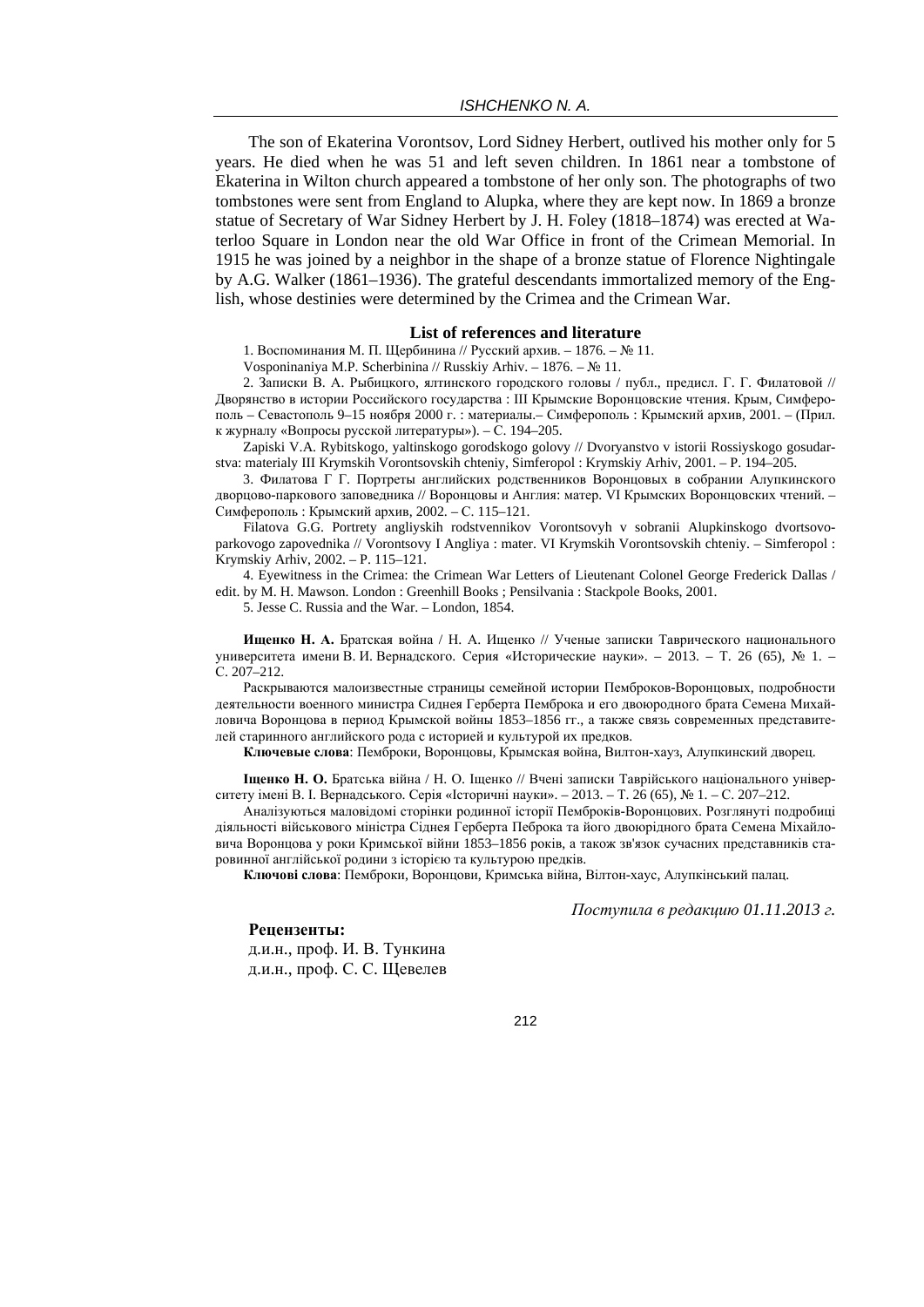The son of Ekaterina Vorontsov, Lord Sidney Herbert, outlived his mother only for 5 years. He died when he was 51 and left seven children. In 1861 near a tombstone of Ekaterina in Wilton church appeared a tombstone of her only son. The photographs of two tombstones were sent from England to Alupka, where they are kept now. In 1869 a bronze statue of Secretary of War Sidney Herbert by J. H. Foley (1818–1874) was erected at Waterloo Square in London near the old War Office in front of the Crimean Memorial. In 1915 he was joined by a neighbor in the shape of a bronze statue of Florence Nightingale by A.G. Walker (1861–1936). The grateful descendants immortalized memory of the English, whose destinies were determined by the Crimea and the Crimean War.

## List of references and literature

1. Воспоминания М. П. Щербинина // Русский архив. – 1876. – № 11.

Vosponinaniya M.P. Scherbinina // Russkiy Arhiv. – 1876. – № 11.

2. Записки В. А. Рыбицкого, ялтинского городского головы / публ., предисл. Г. Г. Филатовой // Дворянство в истории Российского государства : III Крымские Воронцовские чтения. Крым, Симферополь – Севастополь 9–15 ноября 2000 г. : материалы.– Симферополь : Крымский архив, 2001. – (Прил. к журналу «Вопросы русской литературы»). – С. 194–205.

Zapiski V.A. Rybitskogo, yaltinskogo gorodskogo golovy // Dvoryanstvo v istorii Rossiyskogo gosudarstva: materialy III Krymskih Vorontsovskih chteniy, Simferopol : Krymskiy Arhiv, 2001. – P. 194–205.

3. Филатова Г Г. Портреты английских родственников Воронцовых в собрании Алупкинского дворцово-паркового заповедника // Воронцовы и Англия: матер. VI Крымских Воронцовских чтений. – Симферополь : Крымский архив, 2002. – С. 115–121.

Filatova G.G. Portrety angliyskih rodstvennikov Vorontsovyh v sobranii Alupkinskogo dvortsovoparkovogo zapovednika // Vorontsovy I Angliya : mater. VI Krymskih Vorontsovskih chteniy. – Simferopol : Krymskiy Arhiv, 2002. – P. 115–121.

4. Eyewitness in the Crimea: the Crimean War Letters of Lieutenant Colonel George Frederick Dallas / edit. by M. H. Mawson. London : Greenhill Books ; Pensilvania : Stackpole Books, 2001.

5. Jesse C. Russia and the War. – London, 1854.

**Ищенко Н. А.** Братская война / Н. А. Ищенко // Ученые записки Таврического национального университета имени В. И. Вернадского. Серия «Исторические науки». – 2013. – Т. 26 (65), № 1. – С. 207–212.

Раскрываются малоизвестные страницы семейной истории Пемброков-Воронцовых, подробности деятельности военного министра Сиднея Герберта Пемброка и его двоюродного брата Семена Михайловича Воронцова в период Крымской войны 1853–1856 гг., а также связь современных представителей старинного английского рода с историей и культурой их предков.

**Ключевые слова**: Пемброки, Воронцовы, Крымская война, Вилтон-хауз, Алупкинский дворец.

**Іщенко Н. О.** Братська війна / Н. О. Іщенко // Вчені записки Таврійського національного університету імені В. І. Вернадського. Серія «Історичні науки». – 2013. – Т. 26 (65), № 1. – С. 207–212.

Аналізуються маловідомі сторінки родинної історії Пемброків-Воронцових. Розглянуті подробиці діяльності військового міністра Сіднея Герберта Пеброка та його двоюрідного брата Семена Міхайловича Воронцова у роки Кримської війни 1853–1856 років, а також зв'язок сучасних представників старовинної англійської родини з історією та культурою предків.

**Ключові слова**: Пемброки, Воронцови, Кримська війна, Вілтон-хаус, Алупкінський палац.

*Поступила в редакцию 01.11.2013 г.*

**Рецензенты:**

д.и.н., проф. И. В. Тункина
д.и.н., проф. С. С. Щевелев